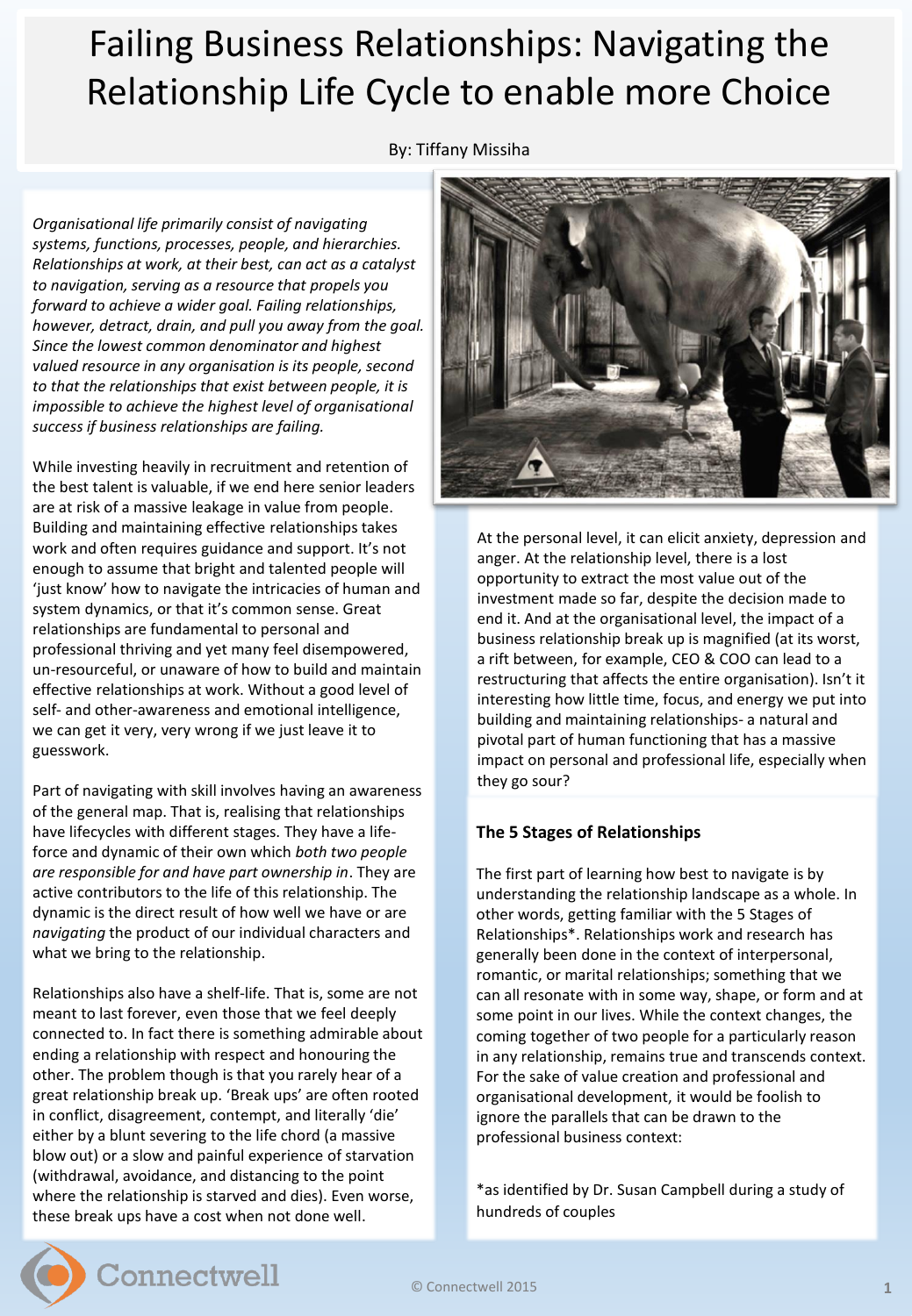# Failing Business Relationships: Navigating the Relationship Life Cycle to enable more Choice

By: Tiffany Missiha

*Organisational life primarily consist of navigating systems, functions, processes, people, and hierarchies. Relationships at work, at their best, can act as a catalyst to navigation, serving as a resource that propels you forward to achieve a wider goal. Failing relationships, however, detract, drain, and pull you away from the goal. Since the lowest common denominator and highest valued resource in any organisation is its people, second to that the relationships that exist between people, it is impossible to achieve the highest level of organisational success if business relationships are failing.*

While investing heavily in recruitment and retention of the best talent is valuable, if we end here senior leaders are at risk of a massive leakage in value from people. Building and maintaining effective relationships takes work and often requires guidance and support. It's not enough to assume that bright and talented people will 'just know' how to navigate the intricacies of human and system dynamics, or that it's common sense. Great relationships are fundamental to personal and professional thriving and yet many feel disempowered, un-resourceful, or unaware of how to build and maintain effective relationships at work. Without a good level of self- and other-awareness and emotional intelligence, we can get it very, very wrong if we just leave it to guesswork.

Part of navigating with skill involves having an awareness of the general map. That is, realising that relationships have lifecycles with different stages. They have a life-force and dynamic of their own which *both two people are responsible for and have part ownership in*. They are active contributors to the life of this relationship. The dynamic is the direct result of how well we have or are *navigating* the product of our individual characters and what we bring to the relationship.

Relationships also have a shelf-life. That is, some are not meant to last forever, even those that we feel deeply connected to. In fact there is something admirable about ending a relationship with respect and honouring the other. The problem though is that you rarely hear of a great relationship break up. 'Break ups' are often rooted in conflict, disagreement, contempt, and literally 'die' either by a blunt severing to the life chord (a massive blow out) or a slow and painful experience of starvation (withdrawal, avoidance, and distancing to the point where the relationship is starved and dies). Even worse, these break ups have a cost when not done well.

At the personal level, it can elicit anxiety, depression and anger. At the relationship level, there is a lost opportunity to extract the most value out of the investment made so far, despite the decision made to end it. And at the organisational level, the impact of a business relationship break up is magnified (at its worst, a rift between, for example, CEO & COO can lead to a restructuring that affects the entire organisation). Isn't it interesting how little time, focus, and energy we put into building and maintaining relationships- a natural and pivotal part of human functioning that has a massive impact on personal and professional life, especially when they go sour?

**The 5 Stages of Relationships**

The first part of learning how best to navigate is by understanding the relationship landscape as a whole. In other words, getting familiar with the 5 Stages of Relationships*. Relationships work and research has generally been done in the context of interpersonal, romantic, or marital relationships; something that we can all resonate with in some way, shape, or form and at some point in our lives. While the context changes, the coming together of two people for a particularly reason in any relationship, remains true and transcends context. For the sake of value creation and professional and organisational development, it would be foolish to ignore the parallels that can be drawn to the professional business context:

*as identified by Dr. Susan Campbell during a study of hundreds of couples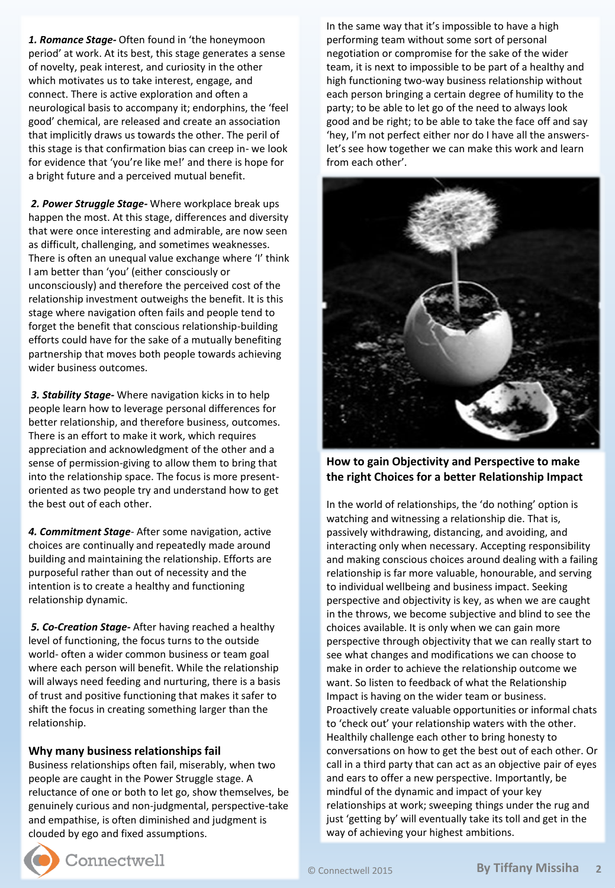***1. Romance Stage-*** Often found in 'the honeymoon period' at work. At its best, this stage generates a sense of novelty, peak interest, and curiosity in the other which motivates us to take interest, engage, and connect. There is active exploration and often a neurological basis to accompany it; endorphins, the 'feel good' chemical, are released and create an association that implicitly draws us towards the other. The peril of this stage is that confirmation bias can creep in- we look for evidence that 'you're like me!' and there is hope for a bright future and a perceived mutual benefit.

***2. Power Struggle Stage-*** Where workplace break ups happen the most. At this stage, differences and diversity that were once interesting and admirable, are now seen as difficult, challenging, and sometimes weaknesses. There is often an unequal value exchange where 'I' think I am better than 'you' (either consciously or unconsciously) and therefore the perceived cost of the relationship investment outweighs the benefit. It is this stage where navigation often fails and people tend to forget the benefit that conscious relationship-building efforts could have for the sake of a mutually benefiting partnership that moves both people towards achieving wider business outcomes.

***3. Stability Stage-*** Where navigation kicks in to help people learn how to leverage personal differences for better relationship, and therefore business, outcomes. There is an effort to make it work, which requires appreciation and acknowledgment of the other and a sense of permission-giving to allow them to bring that into the relationship space. The focus is more present-oriented as two people try and understand how to get the best out of each other.

***4. Commitment Stage***- After some navigation, active choices are continually and repeatedly made around building and maintaining the relationship. Efforts are purposeful rather than out of necessity and the intention is to create a healthy and functioning relationship dynamic.

***5. Co-Creation Stage-*** After having reached a healthy level of functioning, the focus turns to the outside world- often a wider common business or team goal where each person will benefit. While the relationship will always need feeding and nurturing, there is a basis of trust and positive functioning that makes it safer to shift the focus in creating something larger than the relationship.

## Why many business relationships fail

Business relationships often fail, miserably, when two people are caught in the Power Struggle stage. A reluctance of one or both to let go, show themselves, be genuinely curious and non-judgmental, perspective-take and empathise, is often diminished and judgment is clouded by ego and fixed assumptions.

In the same way that it's impossible to have a high performing team without some sort of personal negotiation or compromise for the sake of the wider team, it is next to impossible to be part of a healthy and high functioning two-way business relationship without each person bringing a certain degree of humility to the party; to be able to let go of the need to always look good and be right; to be able to take the face off and say 'hey, I'm not perfect either nor do I have all the answers- let's see how together we can make this work and learn from each other'.

## How to gain Objectivity and Perspective to make the right Choices for a better Relationship Impact

In the world of relationships, the 'do nothing' option is watching and witnessing a relationship die. That is, passively withdrawing, distancing, and avoiding, and interacting only when necessary. Accepting responsibility and making conscious choices around dealing with a failing relationship is far more valuable, honourable, and serving to individual wellbeing and business impact. Seeking perspective and objectivity is key, as when we are caught in the throws, we become subjective and blind to see the choices available. It is only when we can gain more perspective through objectivity that we can really start to see what changes and modifications we can choose to make in order to achieve the relationship outcome we want. So listen to feedback of what the Relationship Impact is having on the wider team or business. Proactively create valuable opportunities or informal chats to 'check out' your relationship waters with the other. Healthily challenge each other to bring honesty to conversations on how to get the best out of each other. Or call in a third party that can act as an objective pair of eyes and ears to offer a new perspective. Importantly, be mindful of the dynamic and impact of your key relationships at work; sweeping things under the rug and just 'getting by' will eventually take its toll and get in the way of achieving your highest ambitions.

© Connectwell 2015

By Tiffany Missiha